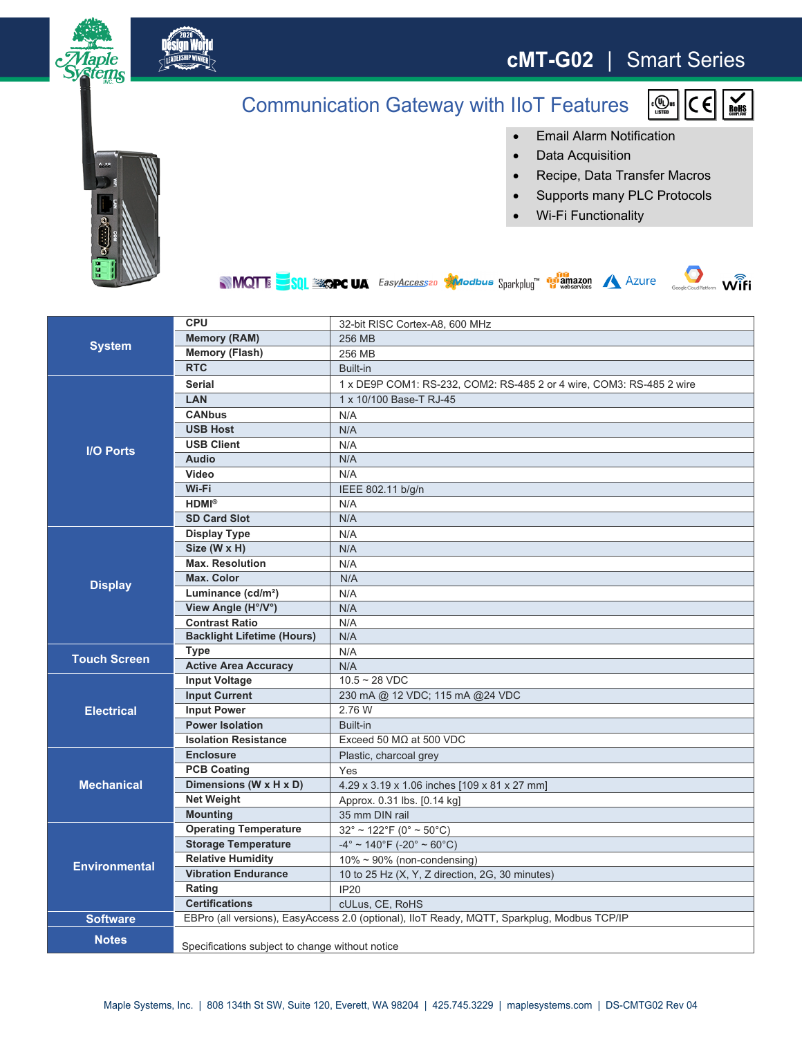# cMT-G02 | Smart Series

## Communication Gateway with IIoT Features

- Email Alarm Notification
- Data Acquisition
- Recipe, Data Transfer Macros
- Supports many PLC Protocols
- Wi-Fi Functionality

| | | |
|---|---|---|
| **System** | **CPU** | 32-bit RISC Cortex-A8, 600 MHz |
| | **Memory (RAM)** | 256 MB |
| | **Memory (Flash)** | 256 MB |
| | **RTC** | Built-in |
| **I/O Ports** | **Serial** | 1 x DE9P COM1: RS-232, COM2: RS-485 2 or 4 wire, COM3: RS-485 2 wire |
| | **LAN** | 1 x 10/100 Base-T RJ-45 |
| | **CANbus** | N/A |
| | **USB Host** | N/A |
| | **USB Client** | N/A |
| | **Audio** | N/A |
| | **Video** | N/A |
| | **Wi-Fi** | IEEE 802.11 b/g/n |
| | **HDMI®** | N/A |
| | **SD Card Slot** | N/A |
| **Display** | **Display Type** | N/A |
| | **Size (W x H)** | N/A |
| | **Max. Resolution** | N/A |
| | **Max. Color** | N/A |
| | **Luminance (cd/m²)** | N/A |
| | **View Angle (H°/V°)** | N/A |
| | **Contrast Ratio** | N/A |
| | **Backlight Lifetime (Hours)** | N/A |
| **Touch Screen** | **Type** | N/A |
| | **Active Area Accuracy** | N/A |
| **Electrical** | **Input Voltage** | 10.5 ~ 28 VDC |
| | **Input Current** | 230 mA @ 12 VDC; 115 mA @24 VDC |
| | **Input Power** | 2.76 W |
| | **Power Isolation** | Built-in |
| | **Isolation Resistance** | Exceed 50 MΩ at 500 VDC |
| **Mechanical** | **Enclosure** | Plastic, charcoal grey |
| | **PCB Coating** | Yes |
| | **Dimensions (W x H x D)** | 4.29 x 3.19 x 1.06 inches [109 x 81 x 27 mm] |
| | **Net Weight** | Approx. 0.31 lbs. [0.14 kg] |
| | **Mounting** | 35 mm DIN rail |
| **Environmental** | **Operating Temperature** | 32° ~ 122°F (0° ~ 50°C) |
| | **Storage Temperature** | -4° ~ 140°F (-20° ~ 60°C) |
| | **Relative Humidity** | 10% ~ 90% (non-condensing) |
| | **Vibration Endurance** | 10 to 25 Hz (X, Y, Z direction, 2G, 30 minutes) |
| | **Rating** | IP20 |
| | **Certifications** | cULus, CE, RoHS |
| **Software** | EBPro (all versions), EasyAccess 2.0 (optional), IIoT Ready, MQTT, Sparkplug, Modbus TCP/IP | |
| **Notes** | Specifications subject to change without notice | |

Maple Systems, Inc. | 808 134th St SW, Suite 120, Everett, WA 98204 | 425.745.3229 | maplesystems.com | DS-CMTG02 Rev 04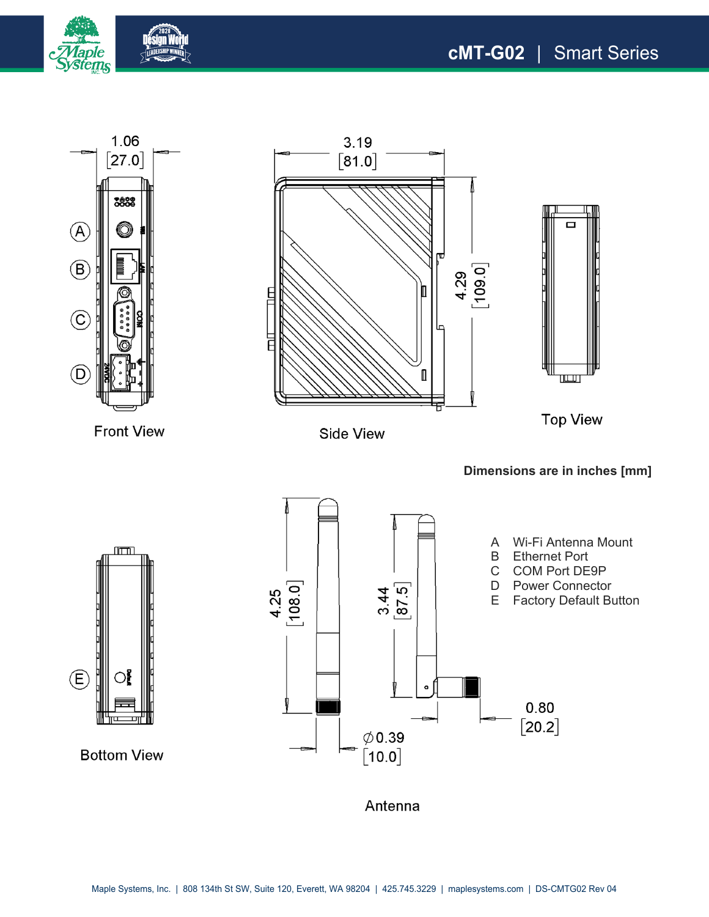1.06
[27.0]

3.19
[81.0]

4.29
[109.0]

A

B

C

D

Front View

Side View

Top View

**Dimensions are in inches [mm]**

E

Bottom View

4.25
[108.0]

3.44
[87.5]

∅0.39
[10.0]

0.80
[20.2]

Antenna

A Wi-Fi Antenna Mount
B Ethernet Port
C COM Port DE9P
D Power Connector
E Factory Default Button

Maple Systems, Inc. | 808 134th St SW, Suite 120, Everett, WA 98204 | 425.745.3229 | maplesystems.com | DS-CMTG02 Rev 04